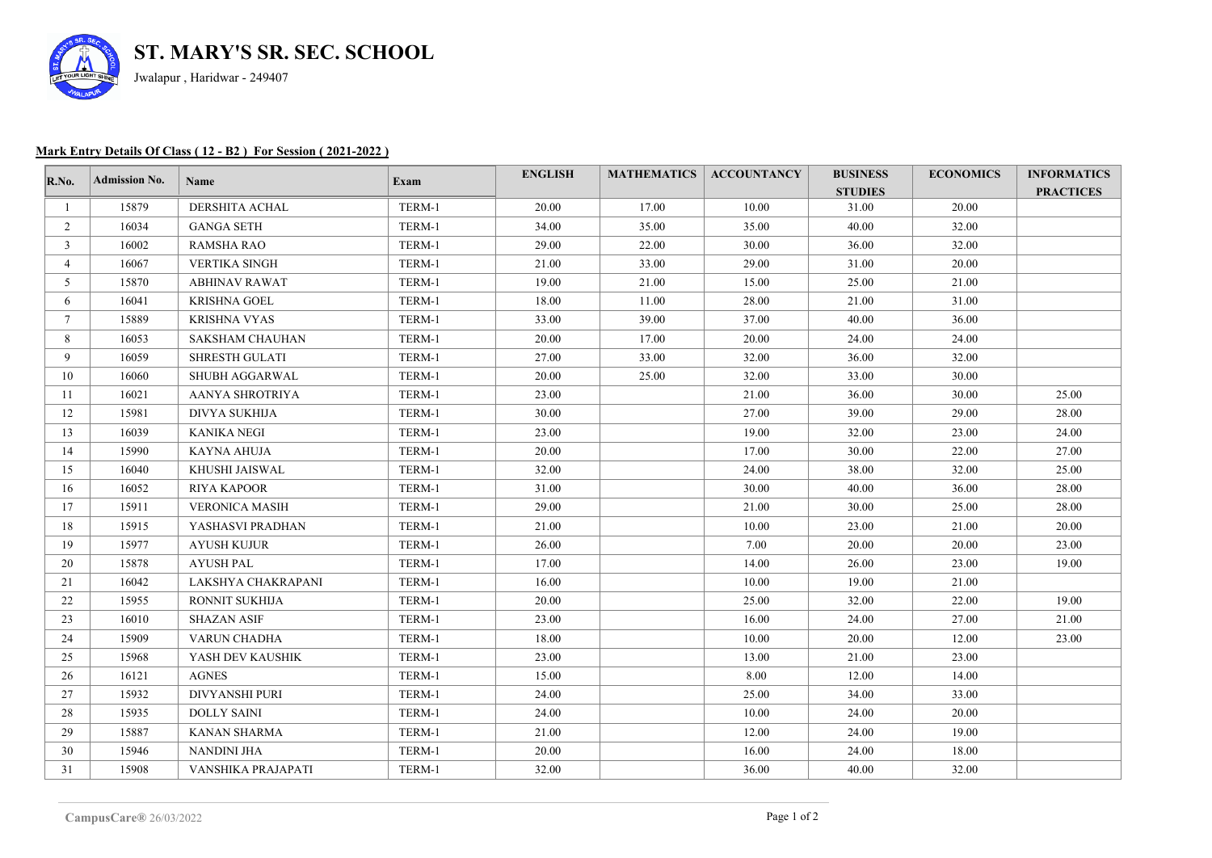# ST. MARY'S SR. SEC. SCHOOL

Jwalapur , Haridwar - 249407

**Mark Entry Details Of Class ( 12 - B2 ) For Session ( 2021-2022 )**

| R.No. | Admission No. | Name | Exam | ENGLISH | MATHEMATICS | ACCOUNTANCY | BUSINESS STUDIES | ECONOMICS | INFORMATICS PRACTICES |
|---|---|---|---|---|---|---|---|---|---|
| 1 | 15879 | DERSHITA ACHAL | TERM-1 | 20.00 | 17.00 | 10.00 | 31.00 | 20.00 | |
| 2 | 16034 | GANGA SETH | TERM-1 | 34.00 | 35.00 | 35.00 | 40.00 | 32.00 | |
| 3 | 16002 | RAMSHA RAO | TERM-1 | 29.00 | 22.00 | 30.00 | 36.00 | 32.00 | |
| 4 | 16067 | VERTIKA SINGH | TERM-1 | 21.00 | 33.00 | 29.00 | 31.00 | 20.00 | |
| 5 | 15870 | ABHINAV RAWAT | TERM-1 | 19.00 | 21.00 | 15.00 | 25.00 | 21.00 | |
| 6 | 16041 | KRISHNA GOEL | TERM-1 | 18.00 | 11.00 | 28.00 | 21.00 | 31.00 | |
| 7 | 15889 | KRISHNA VYAS | TERM-1 | 33.00 | 39.00 | 37.00 | 40.00 | 36.00 | |
| 8 | 16053 | SAKSHAM CHAUHAN | TERM-1 | 20.00 | 17.00 | 20.00 | 24.00 | 24.00 | |
| 9 | 16059 | SHRESTH GULATI | TERM-1 | 27.00 | 33.00 | 32.00 | 36.00 | 32.00 | |
| 10 | 16060 | SHUBH AGGARWAL | TERM-1 | 20.00 | 25.00 | 32.00 | 33.00 | 30.00 | |
| 11 | 16021 | AANYA SHROTRIYA | TERM-1 | 23.00 | | 21.00 | 36.00 | 30.00 | 25.00 |
| 12 | 15981 | DIVYA SUKHIJA | TERM-1 | 30.00 | | 27.00 | 39.00 | 29.00 | 28.00 |
| 13 | 16039 | KANIKA NEGI | TERM-1 | 23.00 | | 19.00 | 32.00 | 23.00 | 24.00 |
| 14 | 15990 | KAYNA AHUJA | TERM-1 | 20.00 | | 17.00 | 30.00 | 22.00 | 27.00 |
| 15 | 16040 | KHUSHI JAISWAL | TERM-1 | 32.00 | | 24.00 | 38.00 | 32.00 | 25.00 |
| 16 | 16052 | RIYA KAPOOR | TERM-1 | 31.00 | | 30.00 | 40.00 | 36.00 | 28.00 |
| 17 | 15911 | VERONICA MASIH | TERM-1 | 29.00 | | 21.00 | 30.00 | 25.00 | 28.00 |
| 18 | 15915 | YASHASVI PRADHAN | TERM-1 | 21.00 | | 10.00 | 23.00 | 21.00 | 20.00 |
| 19 | 15977 | AYUSH KUJUR | TERM-1 | 26.00 | | 7.00 | 20.00 | 20.00 | 23.00 |
| 20 | 15878 | AYUSH PAL | TERM-1 | 17.00 | | 14.00 | 26.00 | 23.00 | 19.00 |
| 21 | 16042 | LAKSHYA CHAKRAPANI | TERM-1 | 16.00 | | 10.00 | 19.00 | 21.00 | |
| 22 | 15955 | RONNIT SUKHIJA | TERM-1 | 20.00 | | 25.00 | 32.00 | 22.00 | 19.00 |
| 23 | 16010 | SHAZAN ASIF | TERM-1 | 23.00 | | 16.00 | 24.00 | 27.00 | 21.00 |
| 24 | 15909 | VARUN CHADHA | TERM-1 | 18.00 | | 10.00 | 20.00 | 12.00 | 23.00 |
| 25 | 15968 | YASH DEV KAUSHIK | TERM-1 | 23.00 | | 13.00 | 21.00 | 23.00 | |
| 26 | 16121 | AGNES | TERM-1 | 15.00 | | 8.00 | 12.00 | 14.00 | |
| 27 | 15932 | DIVYANSHI PURI | TERM-1 | 24.00 | | 25.00 | 34.00 | 33.00 | |
| 28 | 15935 | DOLLY SAINI | TERM-1 | 24.00 | | 10.00 | 24.00 | 20.00 | |
| 29 | 15887 | KANAN SHARMA | TERM-1 | 21.00 | | 12.00 | 24.00 | 19.00 | |
| 30 | 15946 | NANDINI JHA | TERM-1 | 20.00 | | 16.00 | 24.00 | 18.00 | |
| 31 | 15908 | VANSHIKA PRAJAPATI | TERM-1 | 32.00 | | 36.00 | 40.00 | 32.00 | |

**CampusCare®** 26/03/2022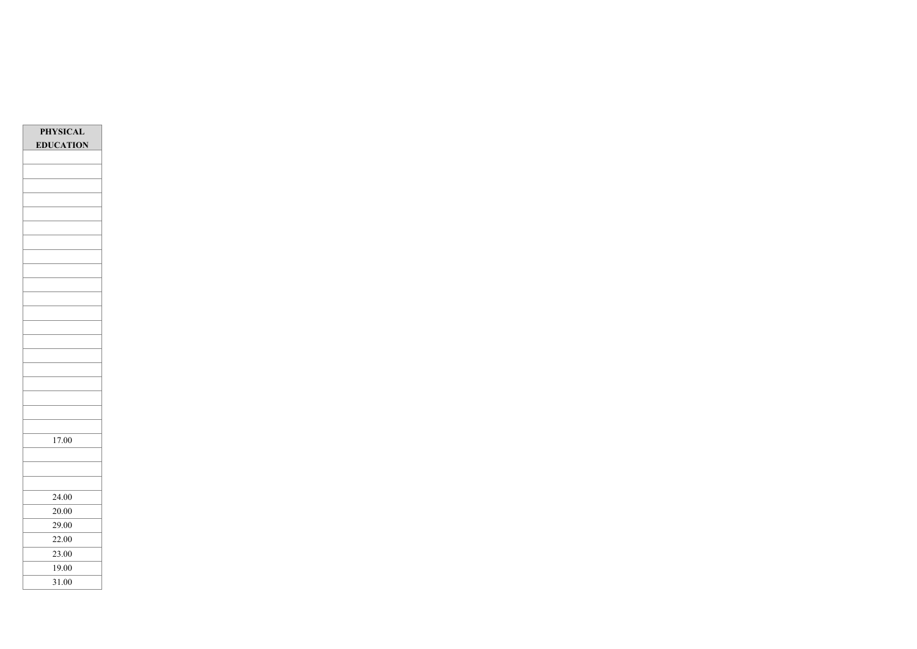| PHYSICAL EDUCATION |
|---|
| |
| |
| |
| |
| |
| |
| |
| |
| |
| |
| |
| |
| |
| |
| |
| |
| |
| |
| |
| |
| 17.00 |
| |
| |
| |
| 24.00 |
| 20.00 |
| 29.00 |
| 22.00 |
| 23.00 |
| 19.00 |
| 31.00 |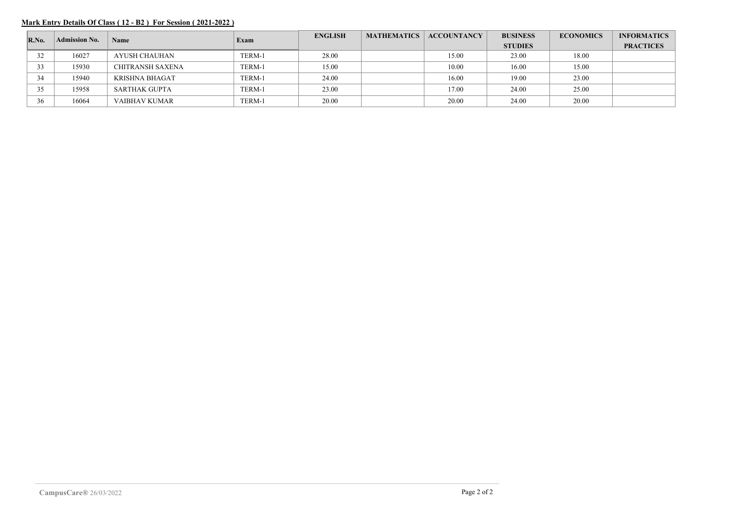**Mark Entry Details Of Class ( 12 - B2 ) For Session ( 2021-2022 )**

| R.No. | Admission No. | Name | Exam | ENGLISH | MATHEMATICS | ACCOUNTANCY | BUSINESS STUDIES | ECONOMICS | INFORMATICS PRACTICES |
|---|---|---|---|---|---|---|---|---|---|
| 32 | 16027 | AYUSH CHAUHAN | TERM-1 | 28.00 | | 15.00 | 23.00 | 18.00 | |
| 33 | 15930 | CHITRANSH SAXENA | TERM-1 | 15.00 | | 10.00 | 16.00 | 15.00 | |
| 34 | 15940 | KRISHNA BHAGAT | TERM-1 | 24.00 | | 16.00 | 19.00 | 23.00 | |
| 35 | 15958 | SARTHAK GUPTA | TERM-1 | 23.00 | | 17.00 | 24.00 | 25.00 | |
| 36 | 16064 | VAIBHAV KUMAR | TERM-1 | 20.00 | | 20.00 | 24.00 | 20.00 | |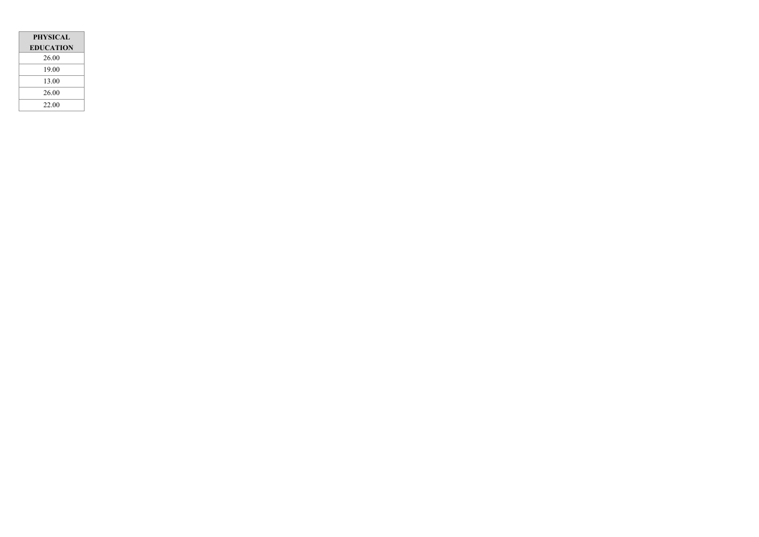| PHYSICAL EDUCATION |
|---|
| 26.00 |
| 19.00 |
| 13.00 |
| 26.00 |
| 22.00 |